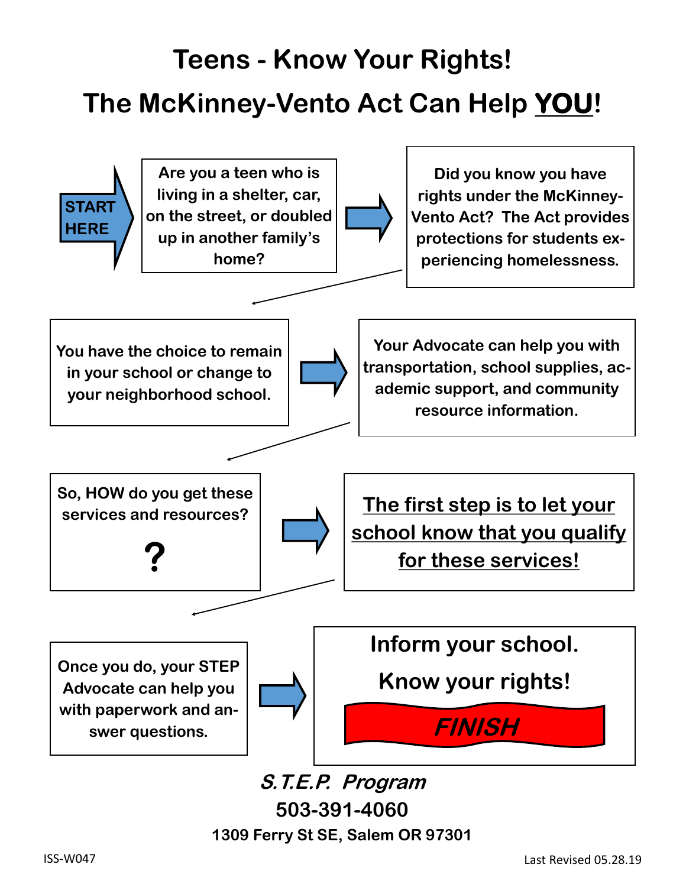# Teens - Know Your Rights!

# The McKinney-Vento Act Can Help **YOU**!

**START HERE**

Are you a teen who is living in a shelter, car, on the street, or doubled up in another family's home?

Did you know you have rights under the McKinney-Vento Act? The Act provides protections for students experiencing homelessness.

You have the choice to remain in your school or change to your neighborhood school.

Your Advocate can help you with transportation, school supplies, academic support, and community resource information.

So, HOW do you get these services and resources?

**?**

**The first step is to let your school know that you qualify for these services!**

Once you do, your STEP Advocate can help you with paperwork and answer questions.

**Inform your school.**

**Know your rights!**

***FINISH***

***S.T.E.P. Program***

**503-391-4060**

**1309 Ferry St SE, Salem OR 97301**

ISS-W047

Last Revised 05.28.19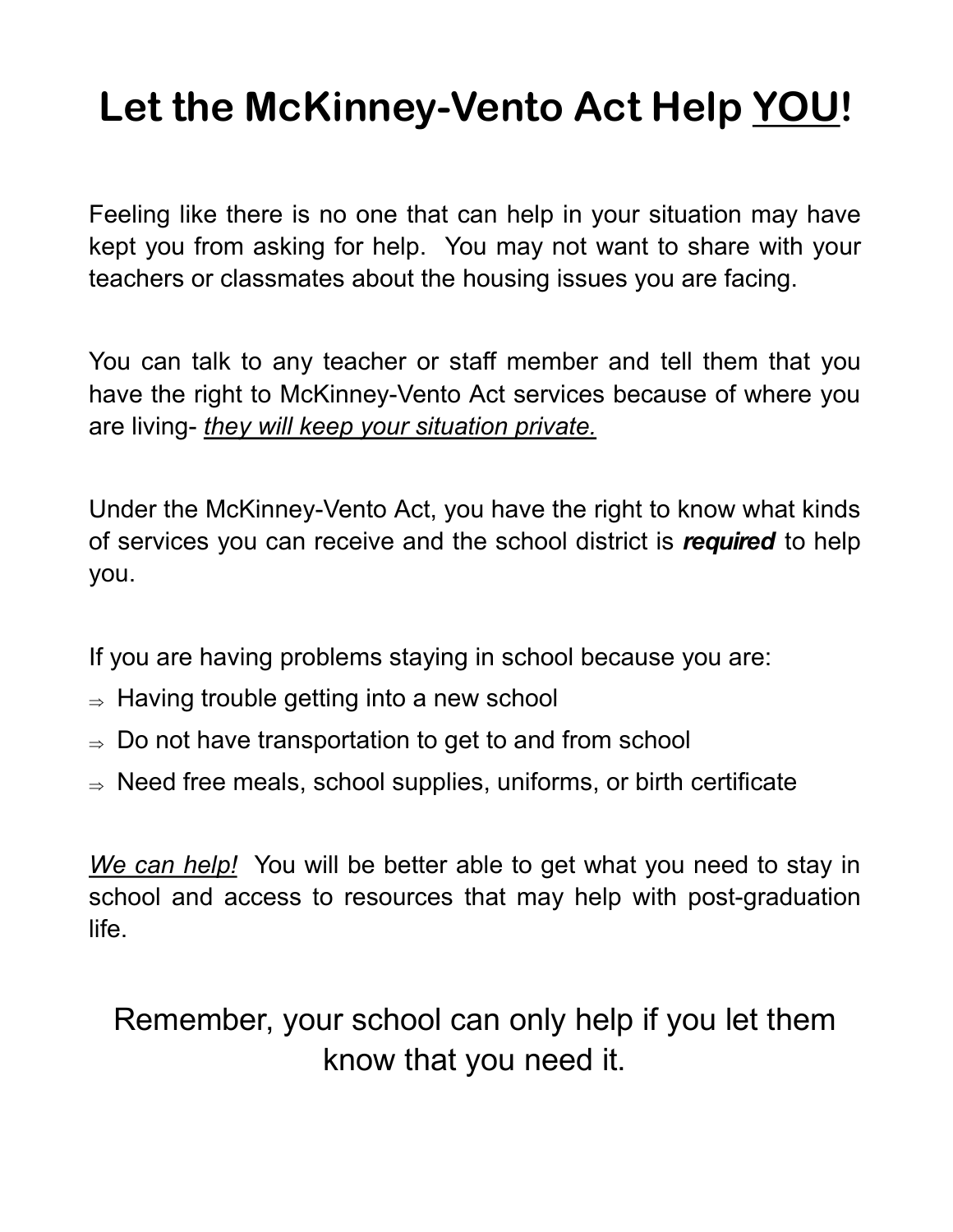# Let the McKinney-Vento Act Help <u>YOU</u>!

Feeling like there is no one that can help in your situation may have kept you from asking for help. You may not want to share with your teachers or classmates about the housing issues you are facing.

You can talk to any teacher or staff member and tell them that you have the right to McKinney-Vento Act services because of where you are living- <u>*they will keep your situation private.*</u>

Under the McKinney-Vento Act, you have the right to know what kinds of services you can receive and the school district is ***required*** to help you.

If you are having problems staying in school because you are:

- ⇒ Having trouble getting into a new school
- ⇒ Do not have transportation to get to and from school
- ⇒ Need free meals, school supplies, uniforms, or birth certificate

<u>*We can help!*</u> You will be better able to get what you need to stay in school and access to resources that may help with post-graduation life.

Remember, your school can only help if you let them know that you need it.